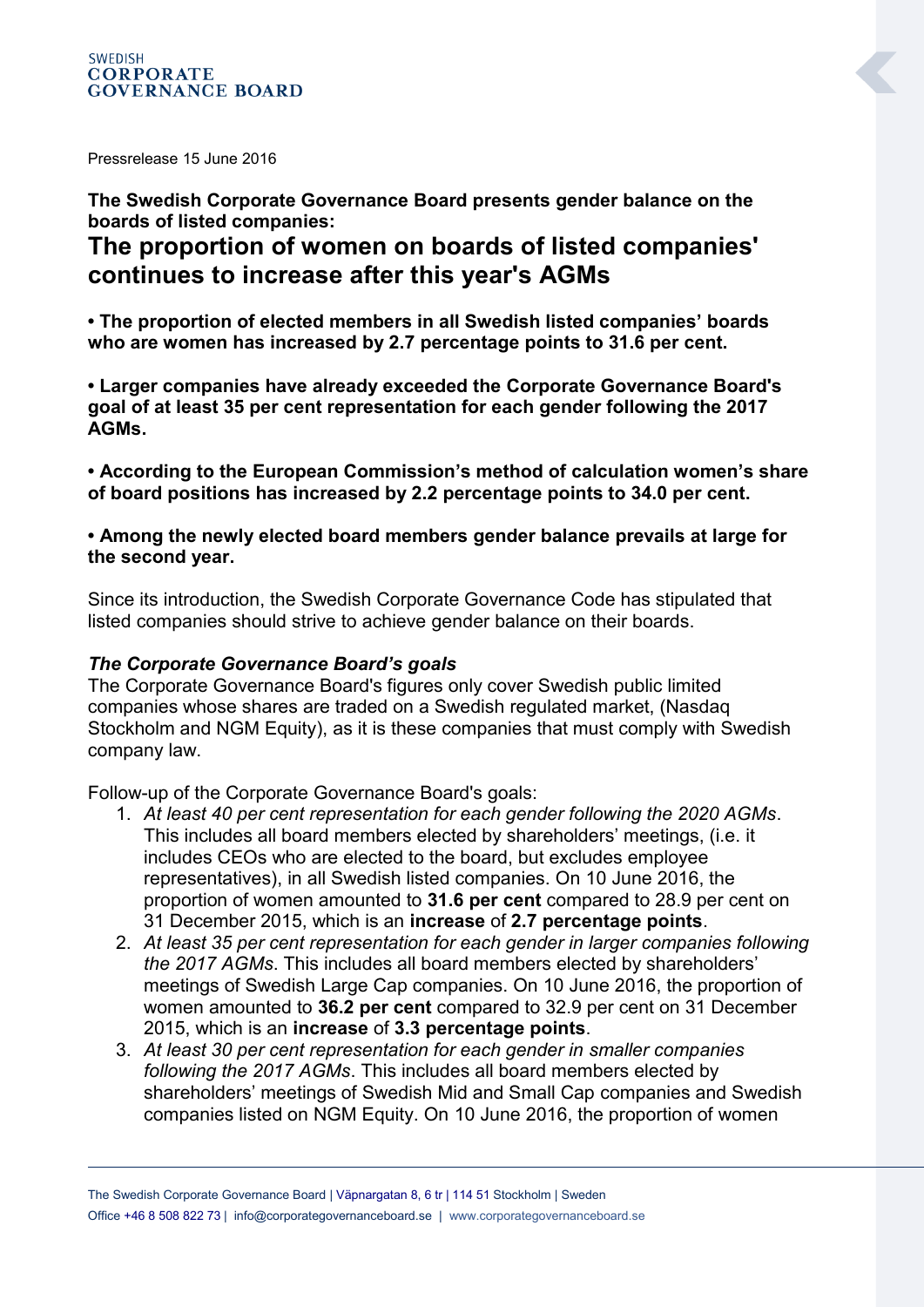Pressrelease 15 June 2016

**The Swedish Corporate Governance Board presents gender balance on the boards of listed companies:**

# The proportion of women on boards of listed companies' continues to increase after this year's AGMs

**• The proportion of elected members in all Swedish listed companies' boards who are women has increased by 2.7 percentage points to 31.6 per cent.**

**• Larger companies have already exceeded the Corporate Governance Board's goal of at least 35 per cent representation for each gender following the 2017 AGMs.**

**• According to the European Commission's method of calculation women's share of board positions has increased by 2.2 percentage points to 34.0 per cent.**

**• Among the newly elected board members gender balance prevails at large for the second year.**

Since its introduction, the Swedish Corporate Governance Code has stipulated that listed companies should strive to achieve gender balance on their boards.

***The Corporate Governance Board's goals***

The Corporate Governance Board's figures only cover Swedish public limited companies whose shares are traded on a Swedish regulated market, (Nasdaq Stockholm and NGM Equity), as it is these companies that must comply with Swedish company law.

Follow-up of the Corporate Governance Board's goals:

1. *At least 40 per cent representation for each gender following the 2020 AGMs*. This includes all board members elected by shareholders' meetings, (i.e. it includes CEOs who are elected to the board, but excludes employee representatives), in all Swedish listed companies. On 10 June 2016, the proportion of women amounted to **31.6 per cent** compared to 28.9 per cent on 31 December 2015, which is an **increase** of **2.7 percentage points**.
2. *At least 35 per cent representation for each gender in larger companies following the 2017 AGMs*. This includes all board members elected by shareholders' meetings of Swedish Large Cap companies. On 10 June 2016, the proportion of women amounted to **36.2 per cent** compared to 32.9 per cent on 31 December 2015, which is an **increase** of **3.3 percentage points**.
3. *At least 30 per cent representation for each gender in smaller companies following the 2017 AGMs*. This includes all board members elected by shareholders' meetings of Swedish Mid and Small Cap companies and Swedish companies listed on NGM Equity. On 10 June 2016, the proportion of women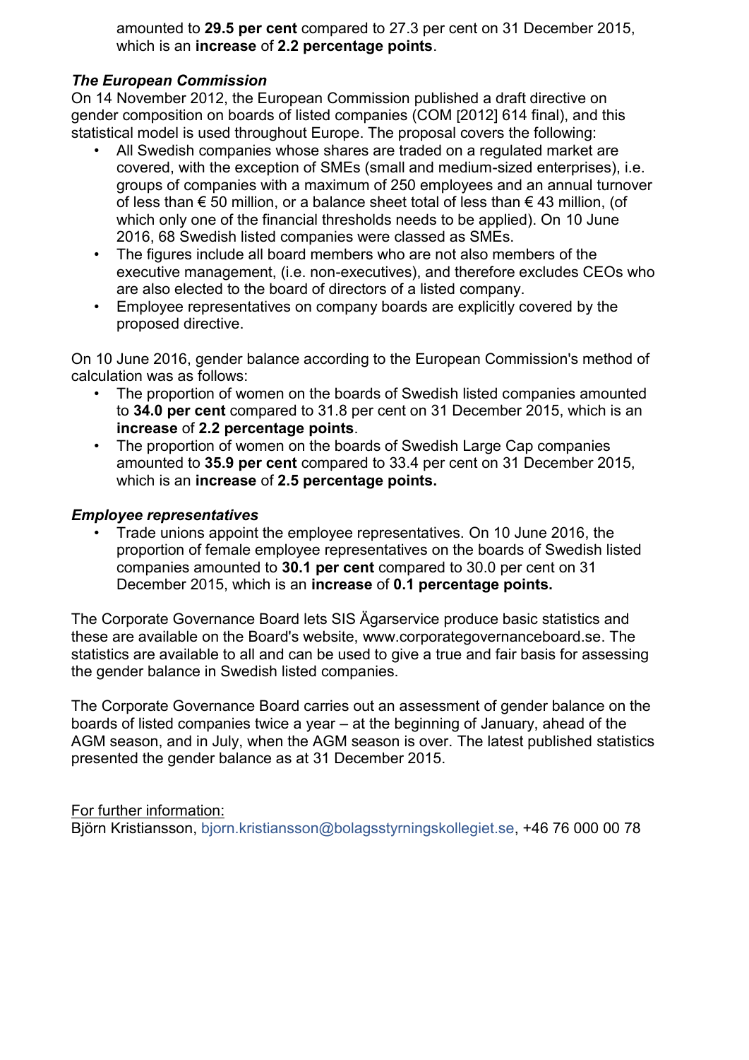amounted to **29.5 per cent** compared to 27.3 per cent on 31 December 2015, which is an **increase** of **2.2 percentage points**.

### *The European Commission*

On 14 November 2012, the European Commission published a draft directive on gender composition on boards of listed companies (COM [2012] 614 final), and this statistical model is used throughout Europe. The proposal covers the following:

- All Swedish companies whose shares are traded on a regulated market are covered, with the exception of SMEs (small and medium-sized enterprises), i.e. groups of companies with a maximum of 250 employees and an annual turnover of less than € 50 million, or a balance sheet total of less than € 43 million, (of which only one of the financial thresholds needs to be applied). On 10 June 2016, 68 Swedish listed companies were classed as SMEs.
- The figures include all board members who are not also members of the executive management, (i.e. non-executives), and therefore excludes CEOs who are also elected to the board of directors of a listed company.
- Employee representatives on company boards are explicitly covered by the proposed directive.

On 10 June 2016, gender balance according to the European Commission's method of calculation was as follows:

- The proportion of women on the boards of Swedish listed companies amounted to **34.0 per cent** compared to 31.8 per cent on 31 December 2015, which is an **increase** of **2.2 percentage points**.
- The proportion of women on the boards of Swedish Large Cap companies amounted to **35.9 per cent** compared to 33.4 per cent on 31 December 2015, which is an **increase** of **2.5 percentage points.**

### *Employee representatives*

- Trade unions appoint the employee representatives. On 10 June 2016, the proportion of female employee representatives on the boards of Swedish listed companies amounted to **30.1 per cent** compared to 30.0 per cent on 31 December 2015, which is an **increase** of **0.1 percentage points.**

The Corporate Governance Board lets SIS Ägarservice produce basic statistics and these are available on the Board's website, www.corporategovernanceboard.se. The statistics are available to all and can be used to give a true and fair basis for assessing the gender balance in Swedish listed companies.

The Corporate Governance Board carries out an assessment of gender balance on the boards of listed companies twice a year – at the beginning of January, ahead of the AGM season, and in July, when the AGM season is over. The latest published statistics presented the gender balance as at 31 December 2015.

For further information:
Björn Kristiansson, bjorn.kristiansson@bolagsstyrningskollegiet.se, +46 76 000 00 78